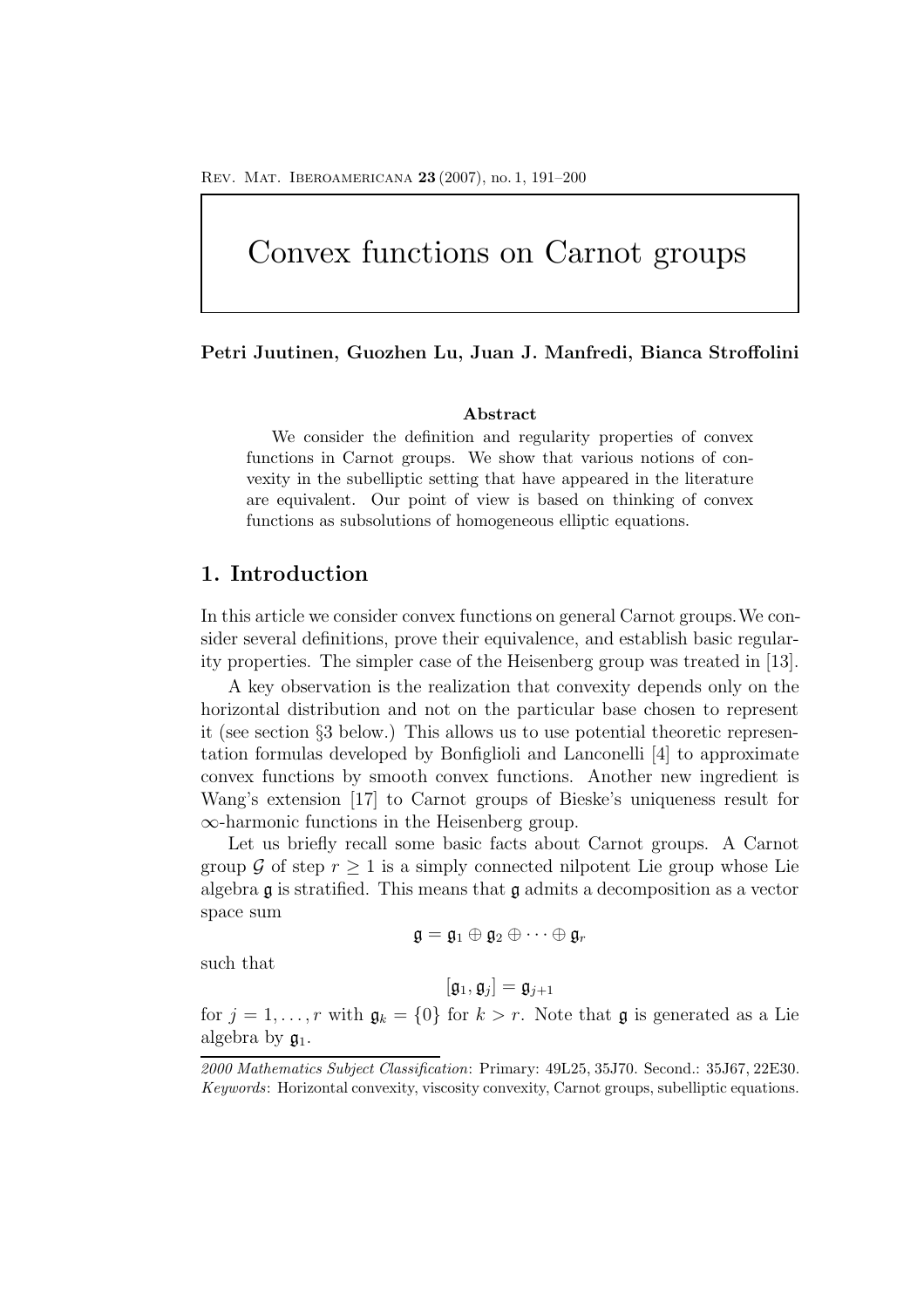# Convex functions on Carnot groups

**Petri Juutinen, Guozhen Lu, Juan J. Manfredi, Bianca Stroffolini**

**Abstract**

We consider the definition and regularity properties of convex functions in Carnot groups. We show that various notions of convexity in the subelliptic setting that have appeared in the literature are equivalent. Our point of view is based on thinking of convex functions as subsolutions of homogeneous elliptic equations.

## 1. Introduction

In this article we consider convex functions on general Carnot groups. We consider several definitions, prove their equivalence, and establish basic regularity properties. The simpler case of the Heisenberg group was treated in [13].

A key observation is the realization that convexity depends only on the horizontal distribution and not on the particular base chosen to represent it (see section §3 below.) This allows us to use potential theoretic representation formulas developed by Bonfiglioli and Lanconelli [4] to approximate convex functions by smooth convex functions. Another new ingredient is Wang's extension [17] to Carnot groups of Bieske's uniqueness result for $\infty$-harmonic functions in the Heisenberg group.

Let us briefly recall some basic facts about Carnot groups. A Carnot group $\mathcal{G}$ of step $r \geq 1$ is a simply connected nilpotent Lie group whose Lie algebra $\mathfrak{g}$ is stratified. This means that $\mathfrak{g}$ admits a decomposition as a vector space sum

$$\mathfrak{g} = \mathfrak{g}_1 \oplus \mathfrak{g}_2 \oplus \cdots \oplus \mathfrak{g}_r$$

such that

$$[\mathfrak{g}_1, \mathfrak{g}_j] = \mathfrak{g}_{j+1}$$

for $j = 1, \ldots, r$ with $\mathfrak{g}_k = \{0\}$ for $k > r$. Note that $\mathfrak{g}$ is generated as a Lie algebra by $\mathfrak{g}_1$.

*2000 Mathematics Subject Classification*: Primary: 49L25, 35J70. Second.: 35J67, 22E30.
*Keywords*: Horizontal convexity, viscosity convexity, Carnot groups, subelliptic equations.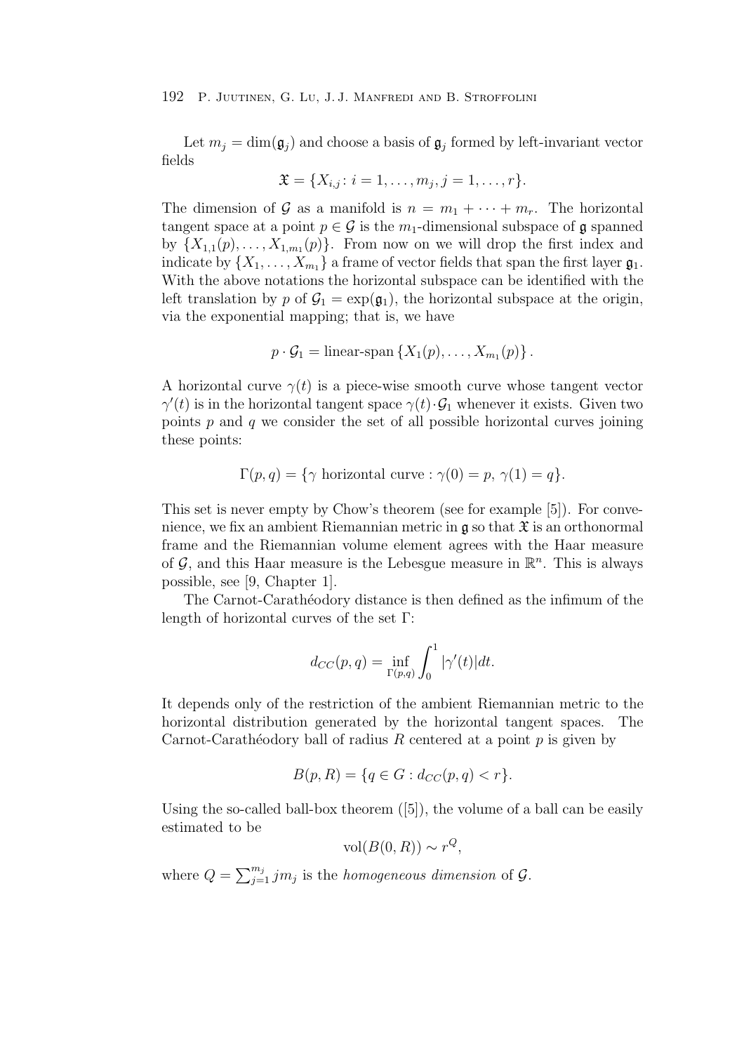Let $m_j = \dim(\mathfrak{g}_j)$ and choose a basis of $\mathfrak{g}_j$ formed by left-invariant vector fields

$$\mathfrak{X} = \{X_{i,j} \colon i = 1, \ldots, m_j, j = 1, \ldots, r\}.$$

The dimension of $\mathcal{G}$ as a manifold is $n = m_1 + \cdots + m_r$. The horizontal tangent space at a point $p \in \mathcal{G}$ is the $m_1$-dimensional subspace of $\mathfrak{g}$ spanned by $\{X_{1,1}(p), \ldots, X_{1,m_1}(p)\}$. From now on we will drop the first index and indicate by $\{X_1, \ldots, X_{m_1}\}$ a frame of vector fields that span the first layer $\mathfrak{g}_1$. With the above notations the horizontal subspace can be identified with the left translation by $p$ of $\mathcal{G}_1 = \exp(\mathfrak{g}_1)$, the horizontal subspace at the origin, via the exponential mapping; that is, we have

$$p \cdot \mathcal{G}_1 = \text{linear-span}\left\{X_1(p), \ldots, X_{m_1}(p)\right\}.$$

A horizontal curve $\gamma(t)$ is a piece-wise smooth curve whose tangent vector $\gamma'(t)$ is in the horizontal tangent space $\gamma(t) \cdot \mathcal{G}_1$ whenever it exists. Given two points $p$ and $q$ we consider the set of all possible horizontal curves joining these points:

$$\Gamma(p, q) = \{\gamma \text{ horizontal curve} : \gamma(0) = p,\, \gamma(1) = q\}.$$

This set is never empty by Chow's theorem (see for example [5]). For convenience, we fix an ambient Riemannian metric in $\mathfrak{g}$ so that $\mathfrak{X}$ is an orthonormal frame and the Riemannian volume element agrees with the Haar measure of $\mathcal{G}$, and this Haar measure is the Lebesgue measure in $\mathbb{R}^n$. This is always possible, see [9, Chapter 1].

The Carnot-Carathéodory distance is then defined as the infimum of the length of horizontal curves of the set $\Gamma$:

$$d_{CC}(p, q) = \inf_{\Gamma(p,q)} \int_0^1 |\gamma'(t)| dt.$$

It depends only of the restriction of the ambient Riemannian metric to the horizontal distribution generated by the horizontal tangent spaces. The Carnot-Carathéodory ball of radius $R$ centered at a point $p$ is given by

$$B(p, R) = \{q \in G : d_{CC}(p, q) < r\}.$$

Using the so-called ball-box theorem ([5]), the volume of a ball can be easily estimated to be

$$\text{vol}(B(0, R)) \sim r^Q,$$

where $Q = \sum_{j=1}^{m_j} j m_j$ is the *homogeneous dimension* of $\mathcal{G}$.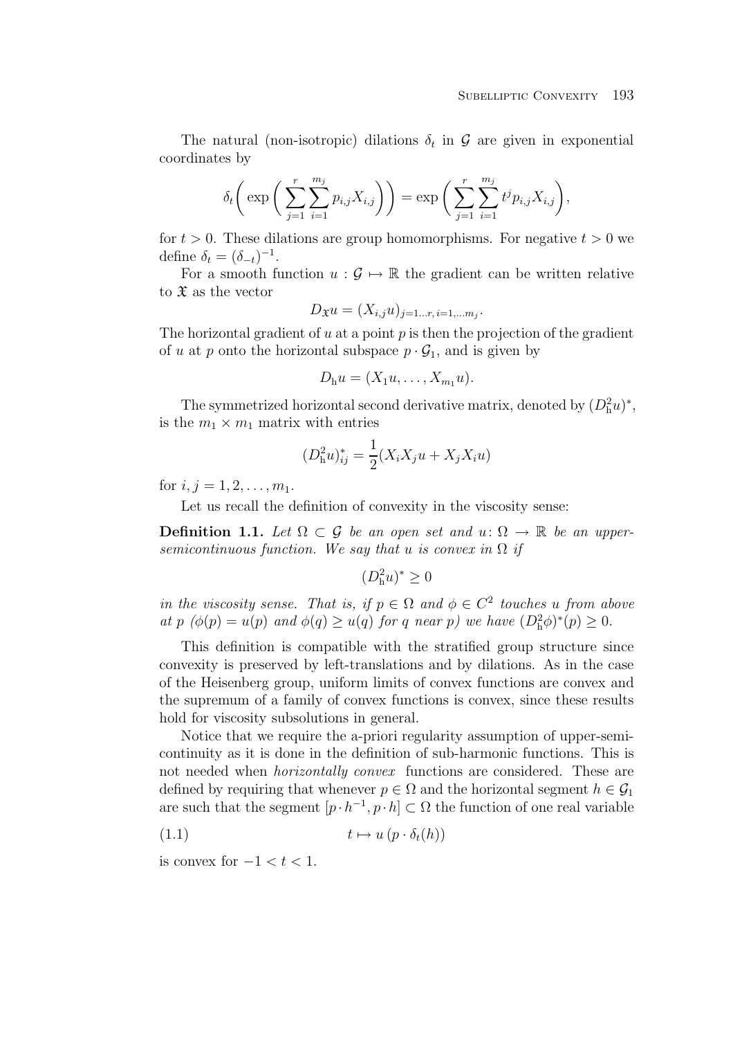The natural (non-isotropic) dilations $\delta_t$ in $\mathcal{G}$ are given in exponential coordinates by

$$\delta_t\bigg( \exp\bigg( \sum_{j=1}^{r} \sum_{i=1}^{m_j} p_{i,j} X_{i,j} \bigg) \bigg) = \exp\bigg( \sum_{j=1}^{r} \sum_{i=1}^{m_j} t^j p_{i,j} X_{i,j} \bigg),$$

for $t > 0$. These dilations are group homomorphisms. For negative $t > 0$ we define $\delta_t = (\delta_{-t})^{-1}$.

For a smooth function $u : \mathcal{G} \mapsto \mathbb{R}$ the gradient can be written relative to $\mathfrak{X}$ as the vector

$$D_{\mathfrak{X}} u = (X_{i,j} u)_{j=1 \dots r,\, i=1, \dots m_j}.$$

The horizontal gradient of $u$ at a point $p$ is then the projection of the gradient of $u$ at $p$ onto the horizontal subspace $p \cdot \mathcal{G}_1$, and is given by

$$D_{\mathrm{h}} u = (X_1 u, \dots, X_{m_1} u).$$

The symmetrized horizontal second derivative matrix, denoted by $(D^2_{\mathrm{h}} u)^*$, is the $m_1 \times m_1$ matrix with entries

$$(D^2_{\mathrm{h}} u)^*_{ij} = \frac{1}{2}(X_i X_j u + X_j X_i u)$$

for $i, j = 1, 2, \dots, m_1$.

Let us recall the definition of convexity in the viscosity sense:

**Definition 1.1.** *Let $\Omega \subset \mathcal{G}$ be an open set and $u \colon \Omega \to \mathbb{R}$ be an upper-semicontinuous function. We say that $u$ is convex in $\Omega$ if*

$$(D^2_{\mathrm{h}} u)^* \geq 0$$

*in the viscosity sense. That is, if $p \in \Omega$ and $\phi \in C^2$ touches $u$ from above at $p$ ($\phi(p) = u(p)$ and $\phi(q) \geq u(q)$ for $q$ near $p$) we have $(D^2_{\mathrm{h}} \phi)^*(p) \geq 0$.*

This definition is compatible with the stratified group structure since convexity is preserved by left-translations and by dilations. As in the case of the Heisenberg group, uniform limits of convex functions are convex and the supremum of a family of convex functions is convex, since these results hold for viscosity subsolutions in general.

Notice that we require the a-priori regularity assumption of upper-semi-continuity as it is done in the definition of sub-harmonic functions. This is not needed when *horizontally convex* functions are considered. These are defined by requiring that whenever $p \in \Omega$ and the horizontal segment $h \in \mathcal{G}_1$ are such that the segment $[p \cdot h^{-1}, p \cdot h] \subset \Omega$ the function of one real variable

$$t \mapsto u\left(p \cdot \delta_t(h)\right) \tag{1.1}$$

is convex for $-1 < t < 1$.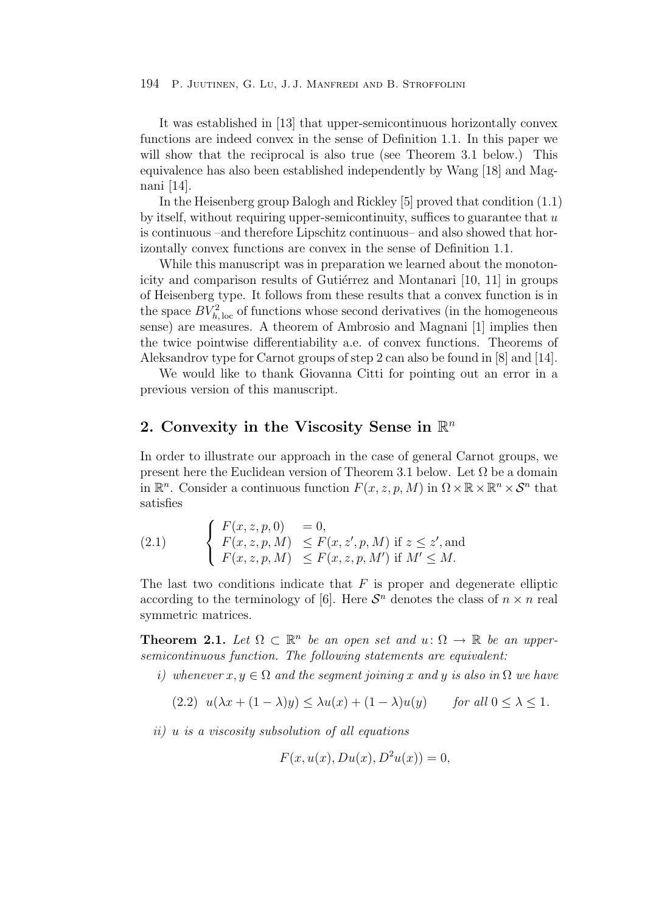It was established in [13] that upper-semicontinuous horizontally convex functions are indeed convex in the sense of Definition 1.1. In this paper we will show that the reciprocal is also true (see Theorem 3.1 below.) This equivalence has also been established independently by Wang [18] and Magnani [14].

In the Heisenberg group Balogh and Rickley [5] proved that condition (1.1) by itself, without requiring upper-semicontinuity, suffices to guarantee that $u$ is continuous –and therefore Lipschitz continuous– and also showed that horizontally convex functions are convex in the sense of Definition 1.1.

While this manuscript was in preparation we learned about the monotonicity and comparison results of Gutiérrez and Montanari [10, 11] in groups of Heisenberg type. It follows from these results that a convex function is in the space $BV^2_{h,\mathrm{loc}}$ of functions whose second derivatives (in the homogeneous sense) are measures. A theorem of Ambrosio and Magnani [1] implies then the twice pointwise differentiability a.e. of convex functions. Theorems of Aleksandrov type for Carnot groups of step 2 can also be found in [8] and [14].

We would like to thank Giovanna Citti for pointing out an error in a previous version of this manuscript.

## 2. Convexity in the Viscosity Sense in $\mathbb{R}^n$

In order to illustrate our approach in the case of general Carnot groups, we present here the Euclidean version of Theorem 3.1 below. Let $\Omega$ be a domain in $\mathbb{R}^n$. Consider a continuous function $F(x,z,p,M)$ in $\Omega \times \mathbb{R} \times \mathbb{R}^n \times \mathcal{S}^n$ that satisfies

$$
\begin{cases} F(x,z,p,0) & = 0, \\ F(x,z,p,M) & \le F(x,z',p,M) \text{ if } z \le z', \text{and} \\ F(x,z,p,M) & \le F(x,z,p,M') \text{ if } M' \le M. \end{cases} \tag{2.1}
$$

The last two conditions indicate that $F$ is proper and degenerate elliptic according to the terminology of [6]. Here $\mathcal{S}^n$ denotes the class of $n \times n$ real symmetric matrices.

**Theorem 2.1.** *Let $\Omega \subset \mathbb{R}^n$ be an open set and $u\colon \Omega \to \mathbb{R}$ be an upper-semicontinuous function. The following statements are equivalent:*

*i) whenever $x, y \in \Omega$ and the segment joining $x$ and $y$ is also in $\Omega$ we have*

$$
u(\lambda x + (1-\lambda)y) \le \lambda u(x) + (1-\lambda)u(y) \qquad \textit{for all } 0 \le \lambda \le 1. \tag{2.2}
$$

*ii) $u$ is a viscosity subsolution of all equations*

$$
F(x, u(x), Du(x), D^2u(x)) = 0,
$$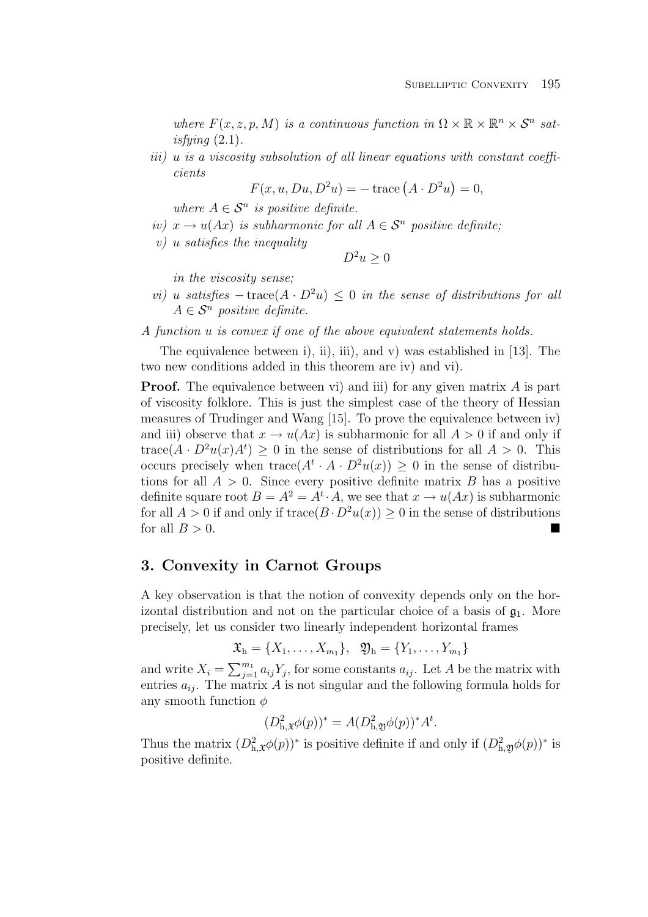*where $F(x, z, p, M)$ is a continuous function in $\Omega \times \mathbb{R} \times \mathbb{R}^n \times \mathcal{S}^n$ satisfying* (2.1).

*iii) u is a viscosity subsolution of all linear equations with constant coefficients*

$$F(x, u, Du, D^2u) = -\operatorname{trace}\left(A \cdot D^2u\right) = 0,$$

*where $A \in \mathcal{S}^n$ is positive definite.*

*iv) $x \to u(Ax)$ is subharmonic for all $A \in \mathcal{S}^n$ positive definite;*

*v) u satisfies the inequality*

$$D^2u \geq 0$$

*in the viscosity sense;*

*vi) u satisfies $-\operatorname{trace}(A \cdot D^2u) \leq 0$ in the sense of distributions for all $A \in \mathcal{S}^n$ positive definite.*

*A function u is convex if one of the above equivalent statements holds.*

The equivalence between i), ii), iii), and v) was established in [13]. The two new conditions added in this theorem are iv) and vi).

**Proof.** The equivalence between vi) and iii) for any given matrix $A$ is part of viscosity folklore. This is just the simplest case of the theory of Hessian measures of Trudinger and Wang [15]. To prove the equivalence between iv) and iii) observe that $x \to u(Ax)$ is subharmonic for all $A > 0$ if and only if $\operatorname{trace}(A \cdot D^2u(x)A^t) \geq 0$ in the sense of distributions for all $A > 0$. This occurs precisely when $\operatorname{trace}(A^t \cdot A \cdot D^2u(x)) \geq 0$ in the sense of distributions for all $A > 0$. Since every positive definite matrix $B$ has a positive definite square root $B = A^2 = A^t \cdot A$, we see that $x \to u(Ax)$ is subharmonic for all $A > 0$ if and only if $\operatorname{trace}(B \cdot D^2u(x)) \geq 0$ in the sense of distributions for all $B > 0$. ∎

## 3. Convexity in Carnot Groups

A key observation is that the notion of convexity depends only on the horizontal distribution and not on the particular choice of a basis of $\mathfrak{g}_1$. More precisely, let us consider two linearly independent horizontal frames

$$\mathfrak{X}_{\text{h}} = \{X_1, \ldots, X_{m_1}\}, \quad \mathfrak{Y}_{\text{h}} = \{Y_1, \ldots, Y_{m_1}\}$$

and write $X_i = \sum_{j=1}^{m_1} a_{ij} Y_j$, for some constants $a_{ij}$. Let $A$ be the matrix with entries $a_{ij}$. The matrix $A$ is not singular and the following formula holds for any smooth function $\phi$

$$(D^2_{\text{h},\mathfrak{X}}\phi(p))^* = A(D^2_{\text{h},\mathfrak{Y}}\phi(p))^* A^t.$$

Thus the matrix $(D^2_{\text{h},\mathfrak{X}}\phi(p))^*$ is positive definite if and only if $(D^2_{\text{h},\mathfrak{Y}}\phi(p))^*$ is positive definite.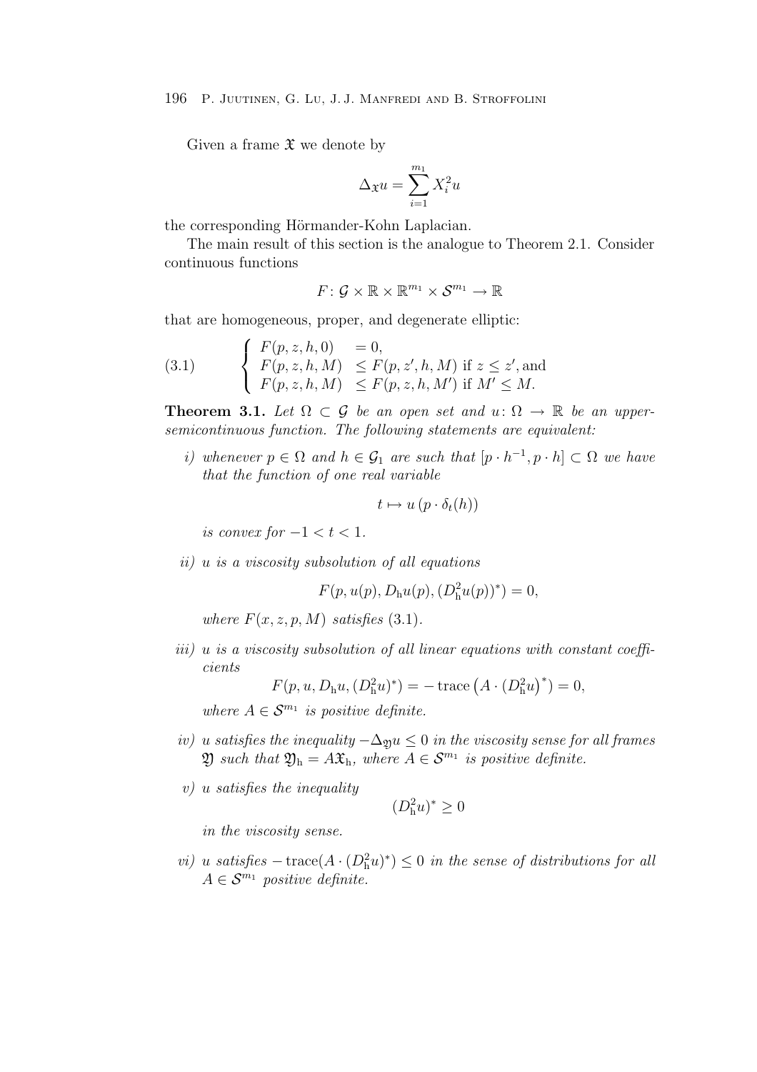Given a frame $\mathfrak{X}$ we denote by

$$\Delta_{\mathfrak{X}} u = \sum_{i=1}^{m_1} X_i^2 u$$

the corresponding Hörmander-Kohn Laplacian.

The main result of this section is the analogue to Theorem 2.1. Consider continuous functions

$$F\colon \mathcal{G} \times \mathbb{R} \times \mathbb{R}^{m_1} \times \mathcal{S}^{m_1} \to \mathbb{R}$$

that are homogeneous, proper, and degenerate elliptic:

$$\begin{cases} F(p,z,h,0) & = 0, \\ F(p,z,h,M) & \leq F(p,z',h,M) \text{ if } z \leq z', \text{and} \\ F(p,z,h,M) & \leq F(p,z,h,M') \text{ if } M' \leq M. \end{cases} \tag{3.1}$$

**Theorem 3.1.** *Let $\Omega \subset \mathcal{G}$ be an open set and $u\colon \Omega \to \mathbb{R}$ be an upper-semicontinuous function. The following statements are equivalent:*

*i) whenever $p \in \Omega$ and $h \in \mathcal{G}_1$ are such that $[p \cdot h^{-1}, p \cdot h] \subset \Omega$ we have that the function of one real variable*

$$t \mapsto u\left(p \cdot \delta_t(h)\right)$$

*is convex for $-1 < t < 1$.*

*ii) $u$ is a viscosity subsolution of all equations*

$$F(p, u(p), D_{\mathrm{h}} u(p), (D^2_{\mathrm{h}} u(p))^*) = 0,$$

*where $F(x,z,p,M)$ satisfies* (3.1).

*iii) $u$ is a viscosity subsolution of all linear equations with constant coefficients*

$$F(p,u,D_{\mathrm{h}}u,(D^2_{\mathrm{h}}u)^*) = -\operatorname{trace}\left(A \cdot \left(D^2_{\mathrm{h}}u\right)^*\right) = 0,$$

*where $A \in \mathcal{S}^{m_1}$ is positive definite.*

*iv) $u$ satisfies the inequality $-\Delta_{\mathfrak{Y}} u \leq 0$ in the viscosity sense for all frames $\mathfrak{Y}$ such that $\mathfrak{Y}_{\mathrm{h}} = A\mathfrak{X}_{\mathrm{h}}$, where $A \in \mathcal{S}^{m_1}$ is positive definite.*

*v) $u$ satisfies the inequality*

$$(D^2_{\mathrm{h}} u)^* \geq 0$$

*in the viscosity sense.*

*vi) $u$ satisfies $-\operatorname{trace}(A \cdot (D^2_{\mathrm{h}}u)^*) \leq 0$ in the sense of distributions for all $A \in \mathcal{S}^{m_1}$ positive definite.*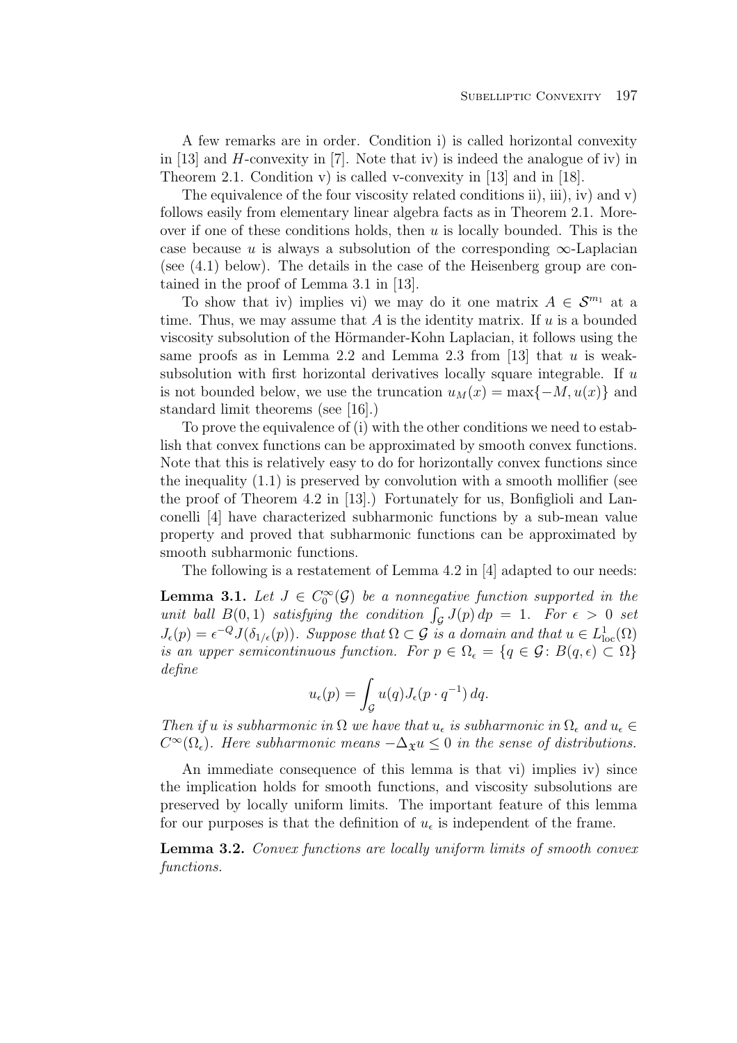A few remarks are in order. Condition i) is called horizontal convexity in [13] and $H$-convexity in [7]. Note that iv) is indeed the analogue of iv) in Theorem 2.1. Condition v) is called v-convexity in [13] and in [18].

The equivalence of the four viscosity related conditions ii), iii), iv) and v) follows easily from elementary linear algebra facts as in Theorem 2.1. Moreover if one of these conditions holds, then $u$ is locally bounded. This is the case because $u$ is always a subsolution of the corresponding $\infty$-Laplacian (see (4.1) below). The details in the case of the Heisenberg group are contained in the proof of Lemma 3.1 in [13].

To show that iv) implies vi) we may do it one matrix $A \in \mathcal{S}^{m_1}$ at a time. Thus, we may assume that $A$ is the identity matrix. If $u$ is a bounded viscosity subsolution of the Hörmander-Kohn Laplacian, it follows using the same proofs as in Lemma 2.2 and Lemma 2.3 from [13] that $u$ is weak-subsolution with first horizontal derivatives locally square integrable. If $u$ is not bounded below, we use the truncation $u_M(x) = \max\{-M, u(x)\}$ and standard limit theorems (see [16].)

To prove the equivalence of (i) with the other conditions we need to establish that convex functions can be approximated by smooth convex functions. Note that this is relatively easy to do for horizontally convex functions since the inequality (1.1) is preserved by convolution with a smooth mollifier (see the proof of Theorem 4.2 in [13].) Fortunately for us, Bonfiglioli and Lanconelli [4] have characterized subharmonic functions by a sub-mean value property and proved that subharmonic functions can be approximated by smooth subharmonic functions.

The following is a restatement of Lemma 4.2 in [4] adapted to our needs:

**Lemma 3.1.** *Let $J \in C_0^\infty(\mathcal{G})$ be a nonnegative function supported in the unit ball $B(0,1)$ satisfying the condition $\int_{\mathcal{G}} J(p)\,dp = 1$. For $\epsilon > 0$ set $J_\epsilon(p) = \epsilon^{-Q} J(\delta_{1/\epsilon}(p))$. Suppose that $\Omega \subset \mathcal{G}$ is a domain and that $u \in L^1_{\mathrm{loc}}(\Omega)$ is an upper semicontinuous function. For $p \in \Omega_\epsilon = \{q \in \mathcal{G} \colon B(q,\epsilon) \subset \Omega\}$ define*

$$u_\epsilon(p) = \int_{\mathcal{G}} u(q) J_\epsilon(p \cdot q^{-1})\,dq.$$

*Then if $u$ is subharmonic in $\Omega$ we have that $u_\epsilon$ is subharmonic in $\Omega_\epsilon$ and $u_\epsilon \in C^\infty(\Omega_\epsilon)$. Here subharmonic means $-\Delta_{\mathfrak{X}} u \leq 0$ in the sense of distributions.*

An immediate consequence of this lemma is that vi) implies iv) since the implication holds for smooth functions, and viscosity subsolutions are preserved by locally uniform limits. The important feature of this lemma for our purposes is that the definition of $u_\epsilon$ is independent of the frame.

**Lemma 3.2.** *Convex functions are locally uniform limits of smooth convex functions.*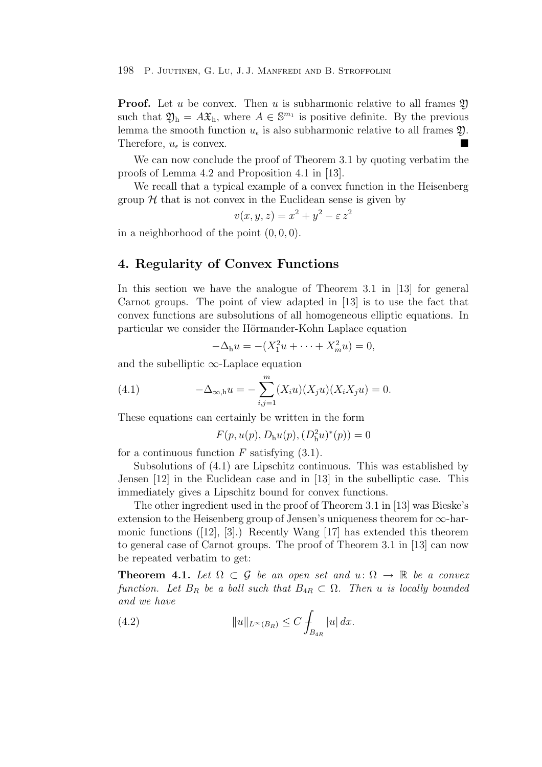**Proof.** Let $u$ be convex. Then $u$ is subharmonic relative to all frames $\mathfrak{Y}$ such that $\mathfrak{Y}_{\mathrm{h}} = A\mathfrak{X}_{\mathrm{h}}$, where $A \in \mathbb{S}^{m_1}$ is positive definite. By the previous lemma the smooth function $u_\epsilon$ is also subharmonic relative to all frames $\mathfrak{Y}$. Therefore, $u_\epsilon$ is convex. ■

We can now conclude the proof of Theorem 3.1 by quoting verbatim the proofs of Lemma 4.2 and Proposition 4.1 in [13].

We recall that a typical example of a convex function in the Heisenberg group $\mathcal{H}$ that is not convex in the Euclidean sense is given by

$$v(x, y, z) = x^2 + y^2 - \varepsilon\, z^2$$

in a neighborhood of the point $(0, 0, 0)$.

## 4. Regularity of Convex Functions

In this section we have the analogue of Theorem 3.1 in [13] for general Carnot groups. The point of view adapted in [13] is to use the fact that convex functions are subsolutions of all homogeneous elliptic equations. In particular we consider the Hörmander-Kohn Laplace equation

$$-\Delta_{\mathrm{h}} u = -(X_1^2 u + \cdots + X_m^2 u) = 0,$$

and the subelliptic $\infty$-Laplace equation

$$-\Delta_{\infty,\mathrm{h}} u = -\sum_{i,j=1}^{m} (X_i u)(X_j u)(X_i X_j u) = 0. \tag{4.1}$$

These equations can certainly be written in the form

$$F(p, u(p), D_{\mathrm{h}} u(p), (D_{\mathrm{h}}^2 u)^*(p)) = 0$$

for a continuous function $F$ satisfying (3.1).

Subsolutions of (4.1) are Lipschitz continuous. This was established by Jensen [12] in the Euclidean case and in [13] in the subelliptic case. This immediately gives a Lipschitz bound for convex functions.

The other ingredient used in the proof of Theorem 3.1 in [13] was Bieske's extension to the Heisenberg group of Jensen's uniqueness theorem for $\infty$-harmonic functions ([12], [3].) Recently Wang [17] has extended this theorem to general case of Carnot groups. The proof of Theorem 3.1 in [13] can now be repeated verbatim to get:

**Theorem 4.1.** *Let $\Omega \subset \mathcal{G}$ be an open set and $u\colon \Omega \to \mathbb{R}$ be a convex function. Let $B_R$ be a ball such that $B_{4R} \subset \Omega$. Then $u$ is locally bounded and we have*

$$\|u\|_{L^\infty(B_R)} \leq C ⨍_{B_{4R}} |u|\, dx. \tag{4.2}$$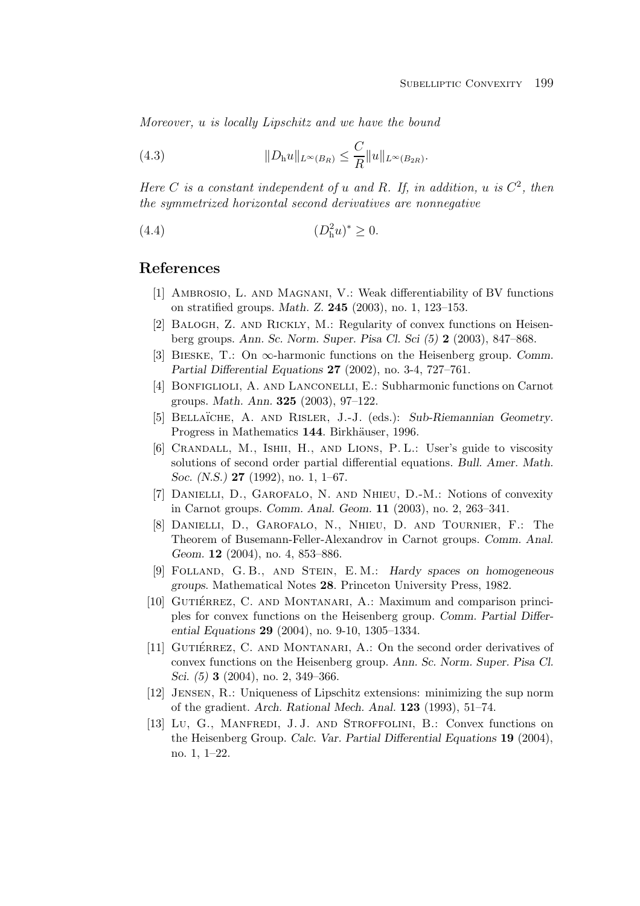*Moreover, u is locally Lipschitz and we have the bound*

$$\|D_{\mathrm{h}} u\|_{L^\infty(B_R)} \leq \frac{C}{R} \|u\|_{L^\infty(B_{2R})}. \tag{4.3}$$

*Here C is a constant independent of u and R. If, in addition, u is $C^2$, then the symmetrized horizontal second derivatives are nonnegative*

$$(D^2_{\mathrm{h}} u)^* \geq 0. \tag{4.4}$$

## References

[1] Ambrosio, L. and Magnani, V.: Weak differentiability of BV functions on stratified groups. *Math. Z.* **245** (2003), no. 1, 123–153.

[2] Balogh, Z. and Rickly, M.: Regularity of convex functions on Heisenberg groups. *Ann. Sc. Norm. Super. Pisa Cl. Sci (5)* **2** (2003), 847–868.

[3] Bieske, T.: On ∞-harmonic functions on the Heisenberg group. *Comm. Partial Differential Equations* **27** (2002), no. 3-4, 727–761.

[4] Bonfiglioli, A. and Lanconelli, E.: Subharmonic functions on Carnot groups. *Math. Ann.* **325** (2003), 97–122.

[5] Bellaïche, A. and Risler, J.-J. (eds.): *Sub-Riemannian Geometry*. Progress in Mathematics **144**. Birkhäuser, 1996.

[6] Crandall, M., Ishii, H., and Lions, P. L.: User's guide to viscosity solutions of second order partial differential equations. *Bull. Amer. Math. Soc. (N.S.)* **27** (1992), no. 1, 1–67.

[7] Danielli, D., Garofalo, N. and Nhieu, D.-M.: Notions of convexity in Carnot groups. *Comm. Anal. Geom.* **11** (2003), no. 2, 263–341.

[8] Danielli, D., Garofalo, N., Nhieu, D. and Tournier, F.: The Theorem of Busemann-Feller-Alexandrov in Carnot groups. *Comm. Anal. Geom.* **12** (2004), no. 4, 853–886.

[9] Folland, G. B., and Stein, E. M.: *Hardy spaces on homogeneous groups*. Mathematical Notes **28**. Princeton University Press, 1982.

[10] Gutiérrez, C. and Montanari, A.: Maximum and comparison principles for convex functions on the Heisenberg group. *Comm. Partial Differential Equations* **29** (2004), no. 9-10, 1305–1334.

[11] Gutiérrez, C. and Montanari, A.: On the second order derivatives of convex functions on the Heisenberg group. *Ann. Sc. Norm. Super. Pisa Cl. Sci. (5)* **3** (2004), no. 2, 349–366.

[12] Jensen, R.: Uniqueness of Lipschitz extensions: minimizing the sup norm of the gradient. *Arch. Rational Mech. Anal.* **123** (1993), 51–74.

[13] Lu, G., Manfredi, J. J. and Stroffolini, B.: Convex functions on the Heisenberg Group. *Calc. Var. Partial Differential Equations* **19** (2004), no. 1, 1–22.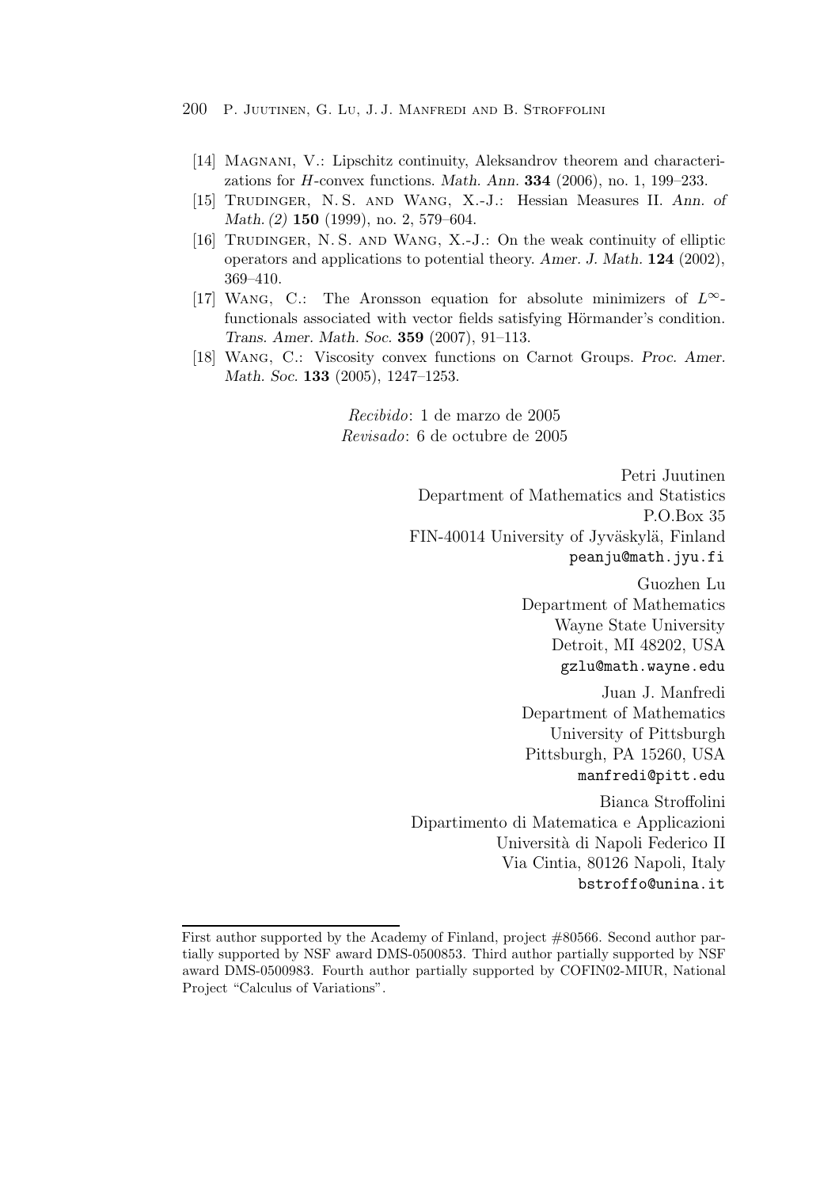[14] Magnani, V.: Lipschitz continuity, Aleksandrov theorem and characterizations for $H$-convex functions. *Math. Ann.* **334** (2006), no. 1, 199–233.

[15] Trudinger, N. S. and Wang, X.-J.: Hessian Measures II. *Ann. of Math. (2)* **150** (1999), no. 2, 579–604.

[16] Trudinger, N. S. and Wang, X.-J.: On the weak continuity of elliptic operators and applications to potential theory. *Amer. J. Math.* **124** (2002), 369–410.

[17] Wang, C.: The Aronsson equation for absolute minimizers of $L^\infty$-functionals associated with vector fields satisfying Hörmander's condition. *Trans. Amer. Math. Soc.* **359** (2007), 91–113.

[18] Wang, C.: Viscosity convex functions on Carnot Groups. *Proc. Amer. Math. Soc.* **133** (2005), 1247–1253.

*Recibido*: 1 de marzo de 2005
*Revisado*: 6 de octubre de 2005

Petri Juutinen
Department of Mathematics and Statistics
P.O.Box 35
FIN-40014 University of Jyväskylä, Finland
peanju@math.jyu.fi

Guozhen Lu
Department of Mathematics
Wayne State University
Detroit, MI 48202, USA
gzlu@math.wayne.edu

Juan J. Manfredi
Department of Mathematics
University of Pittsburgh
Pittsburgh, PA 15260, USA
manfredi@pitt.edu

Bianca Stroffolini
Dipartimento di Matematica e Applicazioni
Università di Napoli Federico II
Via Cintia, 80126 Napoli, Italy
bstroffo@unina.it

First author supported by the Academy of Finland, project #80566. Second author partially supported by NSF award DMS-0500853. Third author partially supported by NSF award DMS-0500983. Fourth author partially supported by COFIN02-MIUR, National Project "Calculus of Variations".